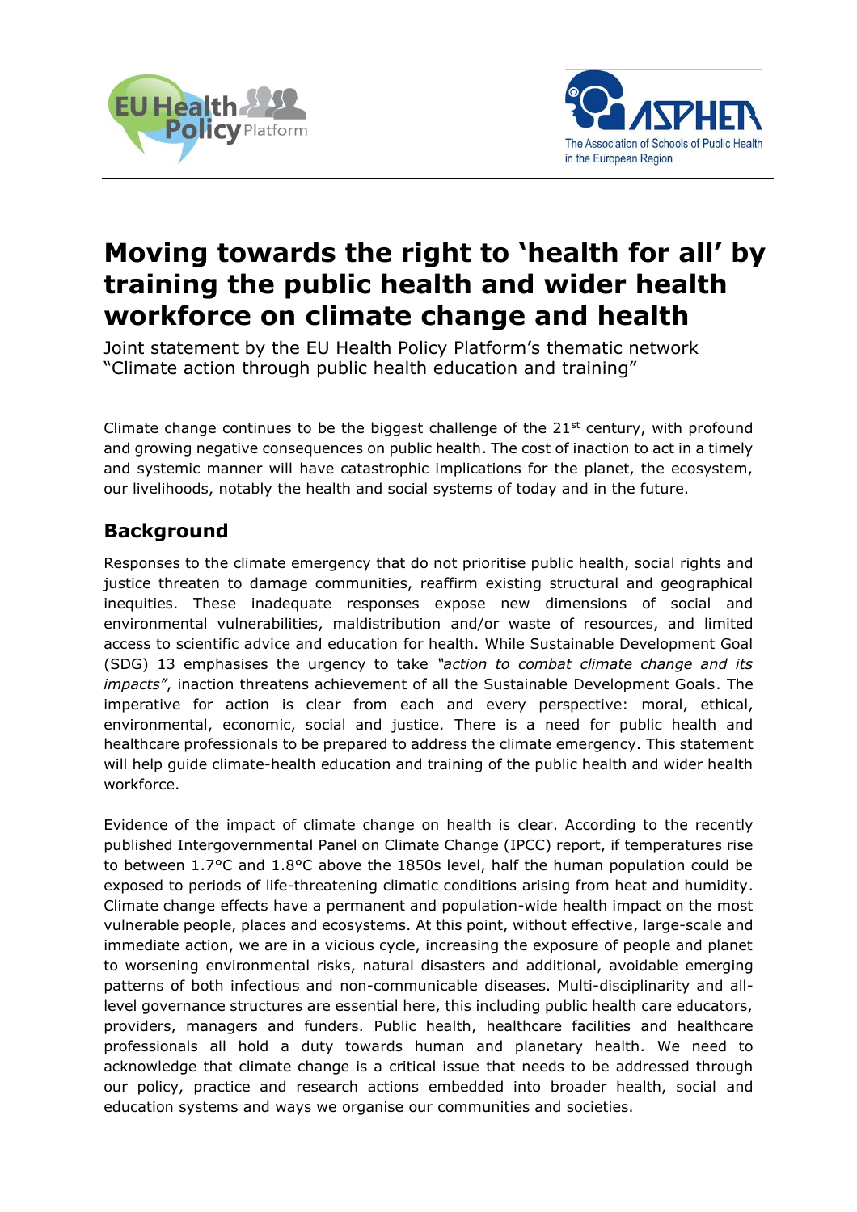# Moving towards the right to 'health for all' by training the public health and wider health workforce on climate change and health

Joint statement by the EU Health Policy Platform's thematic network "Climate action through public health education and training"

Climate change continues to be the biggest challenge of the 21st century, with profound and growing negative consequences on public health. The cost of inaction to act in a timely and systemic manner will have catastrophic implications for the planet, the ecosystem, our livelihoods, notably the health and social systems of today and in the future.

## Background

Responses to the climate emergency that do not prioritise public health, social rights and justice threaten to damage communities, reaffirm existing structural and geographical inequities. These inadequate responses expose new dimensions of social and environmental vulnerabilities, maldistribution and/or waste of resources, and limited access to scientific advice and education for health. While Sustainable Development Goal (SDG) 13 emphasises the urgency to take *"action to combat climate change and its impacts"*, inaction threatens achievement of all the Sustainable Development Goals. The imperative for action is clear from each and every perspective: moral, ethical, environmental, economic, social and justice. There is a need for public health and healthcare professionals to be prepared to address the climate emergency. This statement will help guide climate-health education and training of the public health and wider health workforce.

Evidence of the impact of climate change on health is clear. According to the recently published Intergovernmental Panel on Climate Change (IPCC) report, if temperatures rise to between 1.7°C and 1.8°C above the 1850s level, half the human population could be exposed to periods of life-threatening climatic conditions arising from heat and humidity. Climate change effects have a permanent and population-wide health impact on the most vulnerable people, places and ecosystems. At this point, without effective, large-scale and immediate action, we are in a vicious cycle, increasing the exposure of people and planet to worsening environmental risks, natural disasters and additional, avoidable emerging patterns of both infectious and non-communicable diseases. Multi-disciplinarity and all-level governance structures are essential here, this including public health care educators, providers, managers and funders. Public health, healthcare facilities and healthcare professionals all hold a duty towards human and planetary health. We need to acknowledge that climate change is a critical issue that needs to be addressed through our policy, practice and research actions embedded into broader health, social and education systems and ways we organise our communities and societies.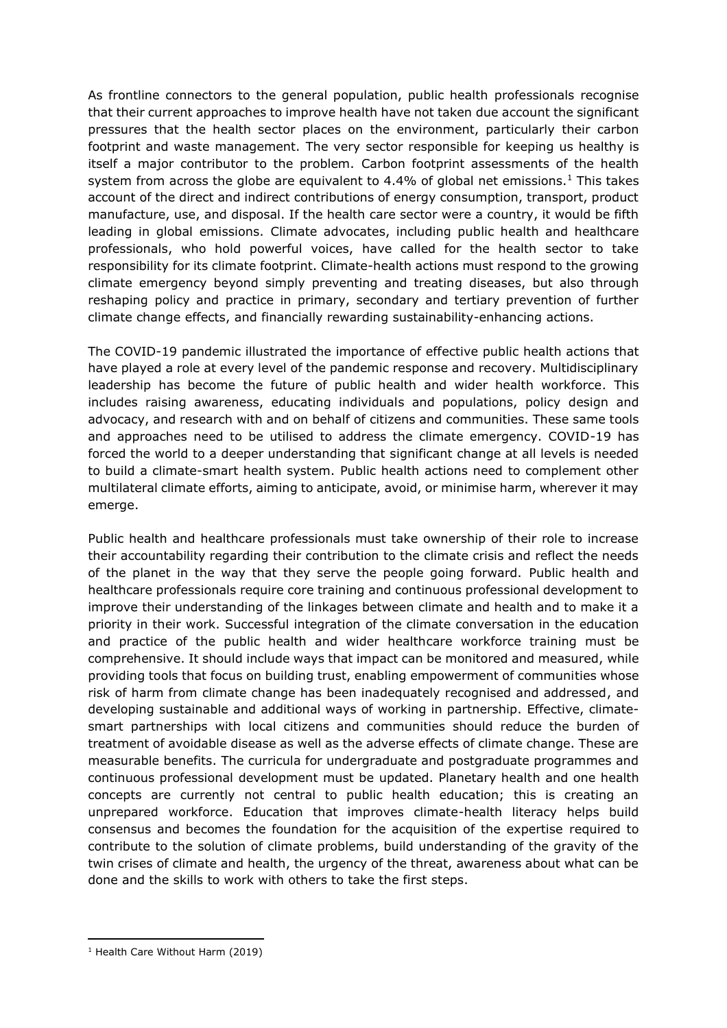As frontline connectors to the general population, public health professionals recognise that their current approaches to improve health have not taken due account the significant pressures that the health sector places on the environment, particularly their carbon footprint and waste management. The very sector responsible for keeping us healthy is itself a major contributor to the problem. Carbon footprint assessments of the health system from across the globe are equivalent to 4.4% of global net emissions.[1] This takes account of the direct and indirect contributions of energy consumption, transport, product manufacture, use, and disposal. If the health care sector were a country, it would be fifth leading in global emissions. Climate advocates, including public health and healthcare professionals, who hold powerful voices, have called for the health sector to take responsibility for its climate footprint. Climate-health actions must respond to the growing climate emergency beyond simply preventing and treating diseases, but also through reshaping policy and practice in primary, secondary and tertiary prevention of further climate change effects, and financially rewarding sustainability-enhancing actions.

The COVID-19 pandemic illustrated the importance of effective public health actions that have played a role at every level of the pandemic response and recovery. Multidisciplinary leadership has become the future of public health and wider health workforce. This includes raising awareness, educating individuals and populations, policy design and advocacy, and research with and on behalf of citizens and communities. These same tools and approaches need to be utilised to address the climate emergency. COVID-19 has forced the world to a deeper understanding that significant change at all levels is needed to build a climate-smart health system. Public health actions need to complement other multilateral climate efforts, aiming to anticipate, avoid, or minimise harm, wherever it may emerge.

Public health and healthcare professionals must take ownership of their role to increase their accountability regarding their contribution to the climate crisis and reflect the needs of the planet in the way that they serve the people going forward. Public health and healthcare professionals require core training and continuous professional development to improve their understanding of the linkages between climate and health and to make it a priority in their work. Successful integration of the climate conversation in the education and practice of the public health and wider healthcare workforce training must be comprehensive. It should include ways that impact can be monitored and measured, while providing tools that focus on building trust, enabling empowerment of communities whose risk of harm from climate change has been inadequately recognised and addressed, and developing sustainable and additional ways of working in partnership. Effective, climate-smart partnerships with local citizens and communities should reduce the burden of treatment of avoidable disease as well as the adverse effects of climate change. These are measurable benefits. The curricula for undergraduate and postgraduate programmes and continuous professional development must be updated. Planetary health and one health concepts are currently not central to public health education; this is creating an unprepared workforce. Education that improves climate-health literacy helps build consensus and becomes the foundation for the acquisition of the expertise required to contribute to the solution of climate problems, build understanding of the gravity of the twin crises of climate and health, the urgency of the threat, awareness about what can be done and the skills to work with others to take the first steps.

---

[1] Health Care Without Harm (2019)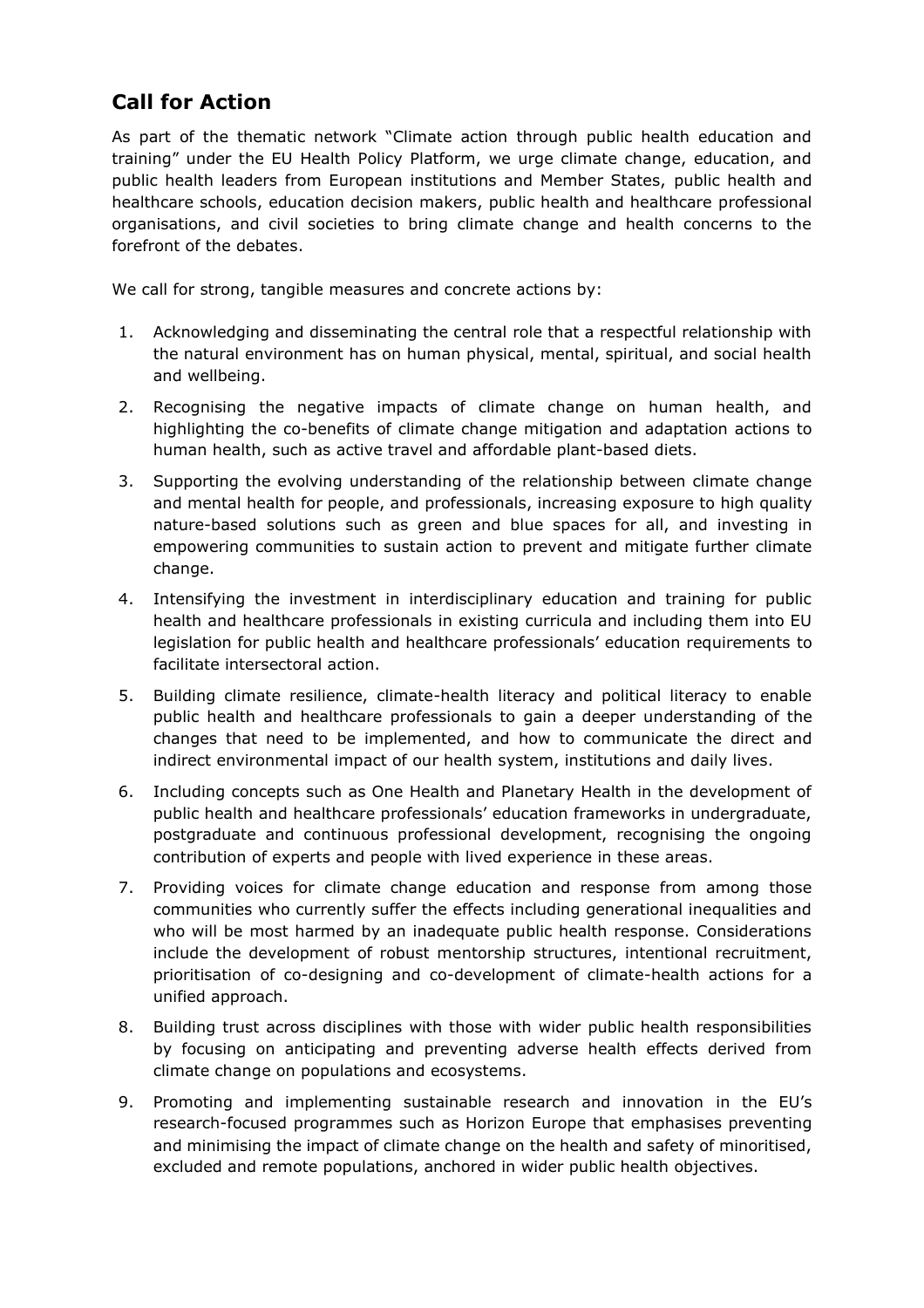## Call for Action

As part of the thematic network "Climate action through public health education and training" under the EU Health Policy Platform, we urge climate change, education, and public health leaders from European institutions and Member States, public health and healthcare schools, education decision makers, public health and healthcare professional organisations, and civil societies to bring climate change and health concerns to the forefront of the debates.

We call for strong, tangible measures and concrete actions by:

1. Acknowledging and disseminating the central role that a respectful relationship with the natural environment has on human physical, mental, spiritual, and social health and wellbeing.
2. Recognising the negative impacts of climate change on human health, and highlighting the co-benefits of climate change mitigation and adaptation actions to human health, such as active travel and affordable plant-based diets.
3. Supporting the evolving understanding of the relationship between climate change and mental health for people, and professionals, increasing exposure to high quality nature-based solutions such as green and blue spaces for all, and investing in empowering communities to sustain action to prevent and mitigate further climate change.
4. Intensifying the investment in interdisciplinary education and training for public health and healthcare professionals in existing curricula and including them into EU legislation for public health and healthcare professionals' education requirements to facilitate intersectoral action.
5. Building climate resilience, climate-health literacy and political literacy to enable public health and healthcare professionals to gain a deeper understanding of the changes that need to be implemented, and how to communicate the direct and indirect environmental impact of our health system, institutions and daily lives.
6. Including concepts such as One Health and Planetary Health in the development of public health and healthcare professionals' education frameworks in undergraduate, postgraduate and continuous professional development, recognising the ongoing contribution of experts and people with lived experience in these areas.
7. Providing voices for climate change education and response from among those communities who currently suffer the effects including generational inequalities and who will be most harmed by an inadequate public health response. Considerations include the development of robust mentorship structures, intentional recruitment, prioritisation of co-designing and co-development of climate-health actions for a unified approach.
8. Building trust across disciplines with those with wider public health responsibilities by focusing on anticipating and preventing adverse health effects derived from climate change on populations and ecosystems.
9. Promoting and implementing sustainable research and innovation in the EU's research-focused programmes such as Horizon Europe that emphasises preventing and minimising the impact of climate change on the health and safety of minoritised, excluded and remote populations, anchored in wider public health objectives.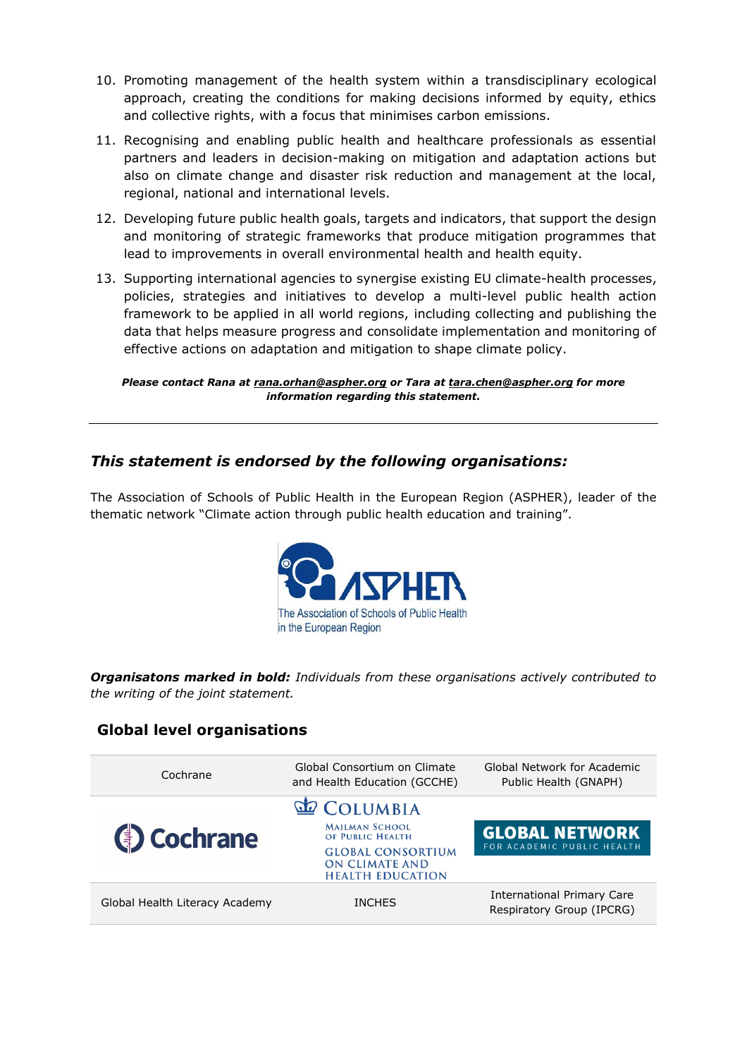10. Promoting management of the health system within a transdisciplinary ecological approach, creating the conditions for making decisions informed by equity, ethics and collective rights, with a focus that minimises carbon emissions.
11. Recognising and enabling public health and healthcare professionals as essential partners and leaders in decision-making on mitigation and adaptation actions but also on climate change and disaster risk reduction and management at the local, regional, national and international levels.
12. Developing future public health goals, targets and indicators, that support the design and monitoring of strategic frameworks that produce mitigation programmes that lead to improvements in overall environmental health and health equity.
13. Supporting international agencies to synergise existing EU climate-health processes, policies, strategies and initiatives to develop a multi-level public health action framework to be applied in all world regions, including collecting and publishing the data that helps measure progress and consolidate implementation and monitoring of effective actions on adaptation and mitigation to shape climate policy.

***Please contact Rana at rana.orhan@aspher.org or Tara at tara.chen@aspher.org for more information regarding this statement.***

---

## *This statement is endorsed by the following organisations:*

The Association of Schools of Public Health in the European Region (ASPHER), leader of the thematic network "Climate action through public health education and training".

***Organisatons marked in bold:*** *Individuals from these organisations actively contributed to the writing of the joint statement.*

### Global level organisations

| Cochrane | Global Consortium on Climate and Health Education (GCCHE) | Global Network for Academic Public Health (GNAPH) |
|---|---|---|
| Global Health Literacy Academy | INCHES | International Primary Care Respiratory Group (IPCRG) |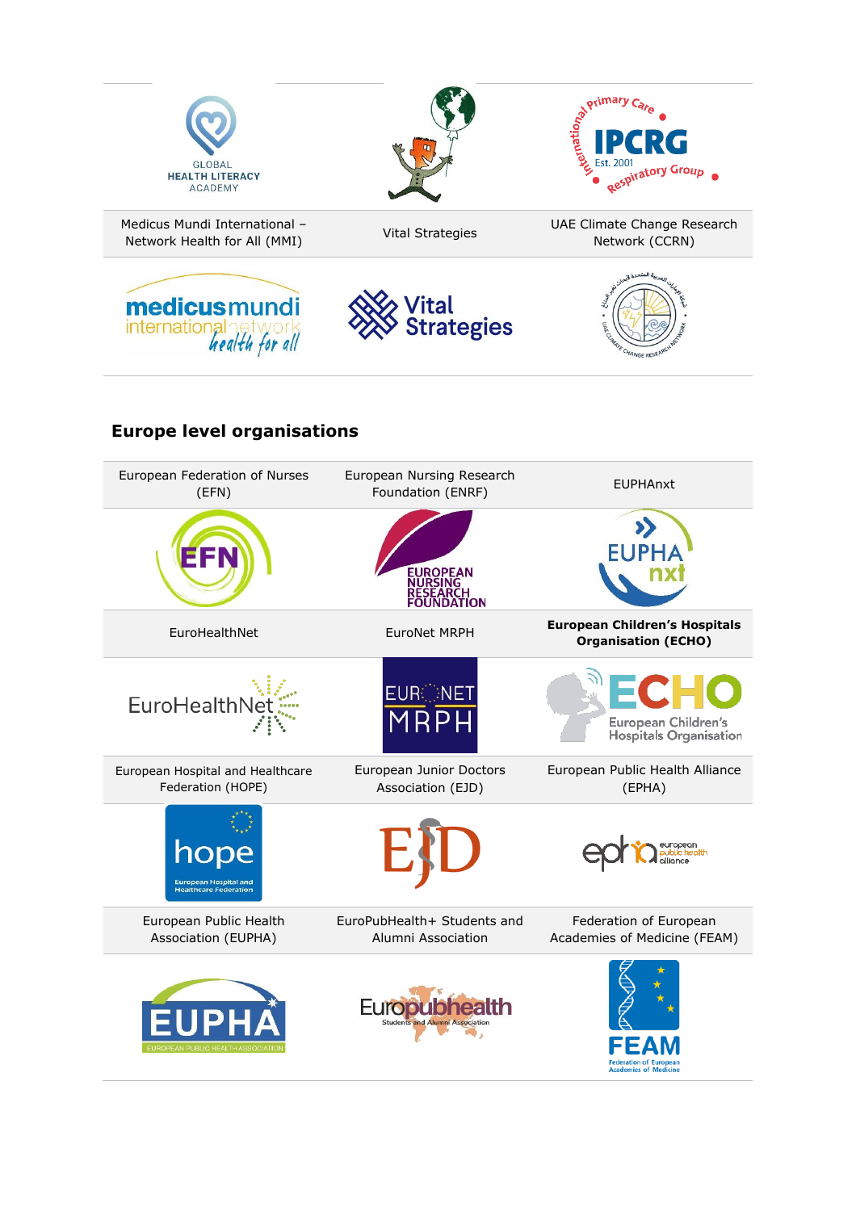| Medicus Mundi International – Network Health for All (MMI) | Vital Strategies | UAE Climate Change Research Network (CCRN) |
| --- | --- | --- |

## Europe level organisations

| European Federation of Nurses (EFN) | European Nursing Research Foundation (ENRF) | EUPHAnxt |
| --- | --- | --- |
| EuroHealthNet | EuroNet MRPH | **European Children's Hospitals Organisation (ECHO)** |
| European Hospital and Healthcare Federation (HOPE) | European Junior Doctors Association (EJD) | European Public Health Alliance (EPHA) |
| European Public Health Association (EUPHA) | EuroPubHealth+ Students and Alumni Association | Federation of European Academies of Medicine (FEAM) |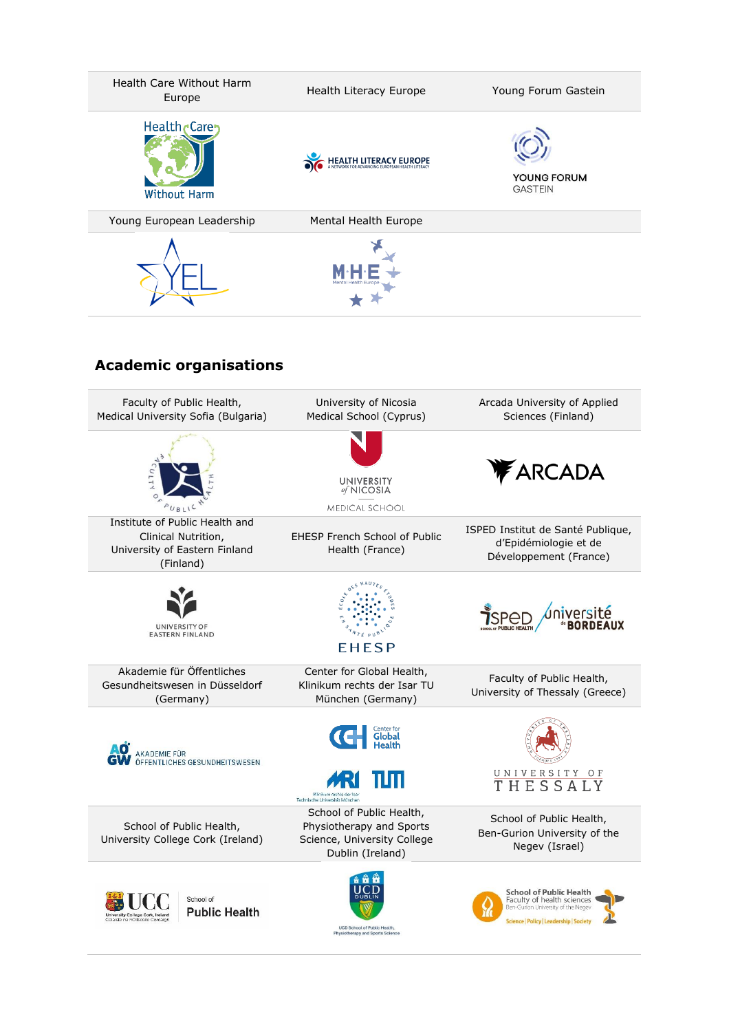| Health Care Without Harm Europe | Health Literacy Europe | Young Forum Gastein |
|---|---|---|
| Young European Leadership | Mental Health Europe | |

## Academic organisations

| Faculty of Public Health, Medical University Sofia (Bulgaria) | University of Nicosia Medical School (Cyprus) | Arcada University of Applied Sciences (Finland) |
|---|---|---|
| Institute of Public Health and Clinical Nutrition, University of Eastern Finland (Finland) | EHESP French School of Public Health (France) | ISPED Institut de Santé Publique, d'Epidémiologie et de Développement (France) |
| Akademie für Öffentliches Gesundheitswesen in Düsseldorf (Germany) | Center for Global Health, Klinikum rechts der Isar TU München (Germany) | Faculty of Public Health, University of Thessaly (Greece) |
| School of Public Health, University College Cork (Ireland) | School of Public Health, Physiotherapy and Sports Science, University College Dublin (Ireland) | School of Public Health, Ben-Gurion University of the Negev (Israel) |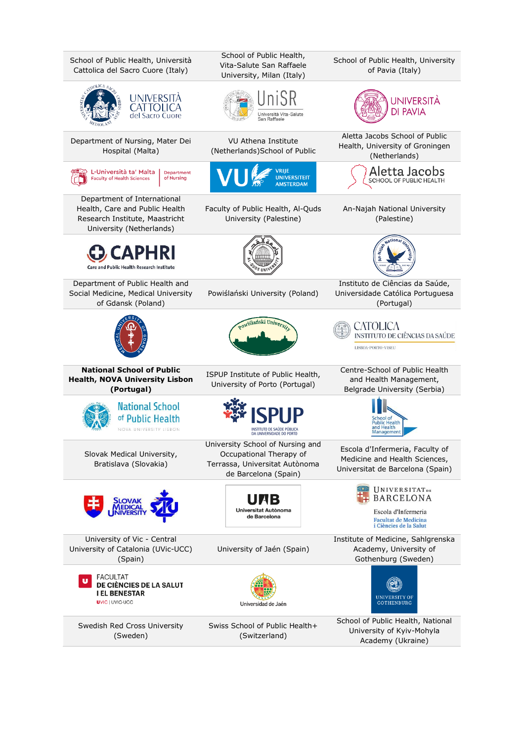| School of Public Health, Università Cattolica del Sacro Cuore (Italy) | School of Public Health, Vita-Salute San Raffaele University, Milan (Italy) | School of Public Health, University of Pavia (Italy) |
|---|---|---|
| UNIVERSITÀ CATTOLICA del Sacro Cuore | UniSR Università Vita-Salute San Raffaele | UNIVERSITÀ DI PAVIA |
| Department of Nursing, Mater Dei Hospital (Malta) | VU Athena Institute (Netherlands)School of Public | Aletta Jacobs School of Public Health, University of Groningen (Netherlands) |
| L-Università ta' Malta Faculty of Health Sciences Department of Nursing | VU VRIJE UNIVERSITEIT AMSTERDAM | Aletta Jacobs SCHOOL OF PUBLIC HEALTH |
| Department of International Health, Care and Public Health Research Institute, Maastricht University (Netherlands) | Faculty of Public Health, Al-Quds University (Palestine) | An-Najah National University (Palestine) |
| CAPHRI Care and Public Health Research Institute | | |
| Department of Public Health and Social Medicine, Medical University of Gdansk (Poland) | Powiślański University (Poland) | Instituto de Ciências da Saúde, Universidade Católica Portuguesa (Portugal) |
| | Powiślański University | CATÓLICA INSTITUTO DE CIÊNCIAS DA SAÚDE LISBOA · PORTO · VISEU |
| **National School of Public Health, NOVA University Lisbon (Portugal)** | ISPUP Institute of Public Health, University of Porto (Portugal) | Centre-School of Public Health and Health Management, Belgrade University (Serbia) |
| National School of Public Health NOVA UNIVERSITY LISBON | ISPUP INSTITUTO DE SAÚDE PÚBLICA DA UNIVERSIDADE DO PORTO | School of Public Health and Health Management |
| Slovak Medical University, Bratislava (Slovakia) | University School of Nursing and Occupational Therapy of Terrassa, Universitat Autònoma de Barcelona (Spain) | Escola d'Infermeria, Faculty of Medicine and Health Sciences, Universitat de Barcelona (Spain) |
| SLOVAK MEDICAL UNIVERSITY | UAB Universitat Autònoma de Barcelona | UNIVERSITAT DE BARCELONA Escola d'Infermeria Facultat de Medicina i Ciències de la Salut |
| University of Vic - Central University of Catalonia (UVic-UCC) (Spain) | University of Jaén (Spain) | Institute of Medicine, Sahlgrenska Academy, University of Gothenburg (Sweden) |
| FACULTAT DE CIÈNCIES DE LA SALUT I EL BENESTAR UVIC \| UVIC-UCC | Universidad de Jaén | UNIVERSITY OF GOTHENBURG |
| Swedish Red Cross University (Sweden) | Swiss School of Public Health+ (Switzerland) | School of Public Health, National University of Kyiv-Mohyla Academy (Ukraine) |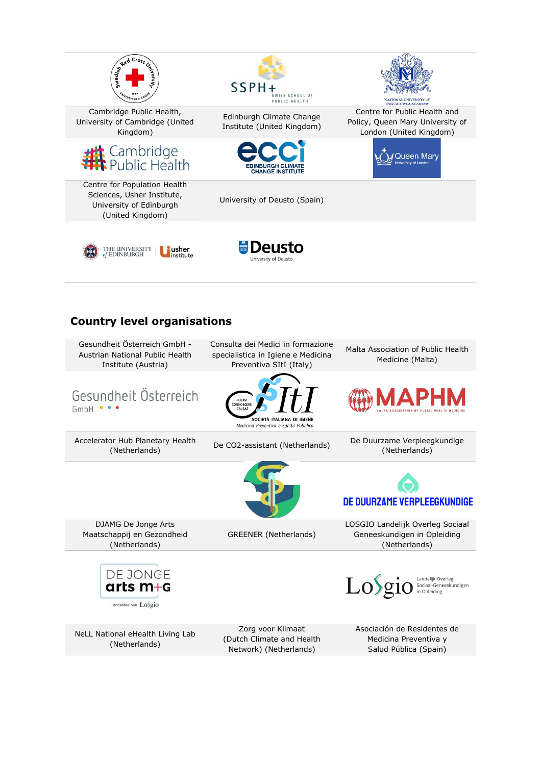| | | |
|---|---|---|
| Cambridge Public Health, University of Cambridge (United Kingdom) | Edinburgh Climate Change Institute (United Kingdom) | Centre for Public Health and Policy, Queen Mary University of London (United Kingdom) |
| Centre for Population Health Sciences, Usher Institute, University of Edinburgh (United Kingdom) | University of Deusto (Spain) | |

## Country level organisations

| | | |
|---|---|---|
| Gesundheit Österreich GmbH - Austrian National Public Health Institute (Austria) | Consulta dei Medici in formazione specialistica in Igiene e Medicina Preventiva SItI (Italy) | Malta Association of Public Health Medicine (Malta) |
| Accelerator Hub Planetary Health (Netherlands) | De CO2-assistant (Netherlands) | De Duurzame Verpleegkundige (Netherlands) |
| DJAMG De Jonge Arts Maatschappij en Gezondheid (Netherlands) | GREENER (Netherlands) | LOSGIO Landelijk Overleg Sociaal Geneeskundigen in Opleiding (Netherlands) |
| NeLL National eHealth Living Lab (Netherlands) | Zorg voor Klimaat (Dutch Climate and Health Network) (Netherlands) | Asociación de Residentes de Medicina Preventiva y Salud Pública (Spain) |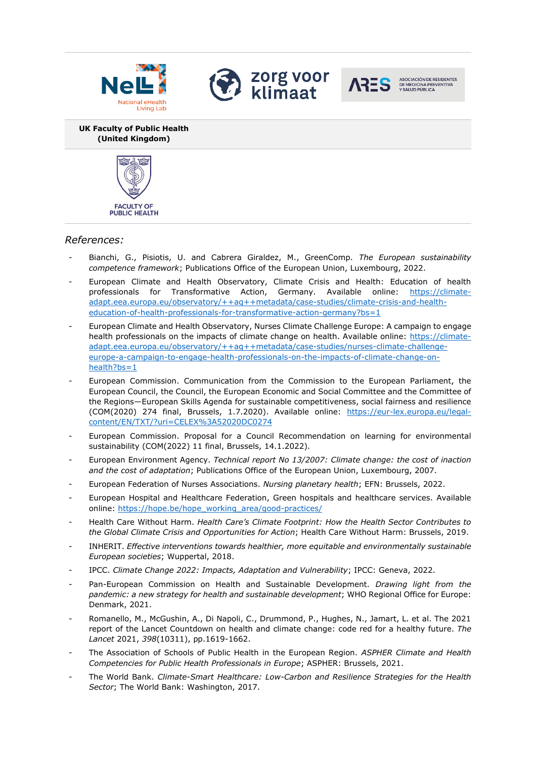| | | |
|---|---|---|
| National eHealth Living Lab | zorg voor klimaat | ASOCIACIÓN DE RESIDENTES DE MEDICINA PREVENTIVA Y SALUD PÚBLICA |
| **UK Faculty of Public Health (United Kingdom)** | | |
| FACULTY OF PUBLIC HEALTH | | |

## *References:*

- Bianchi, G., Pisiotis, U. and Cabrera Giraldez, M., GreenComp. *The European sustainability competence framework*; Publications Office of the European Union, Luxembourg, 2022.
- European Climate and Health Observatory, Climate Crisis and Health: Education of health professionals for Transformative Action, Germany. Available online: https://climate-adapt.eea.europa.eu/observatory/++aq++metadata/case-studies/climate-crisis-and-health-education-of-health-professionals-for-transformative-action-germany?bs=1
- European Climate and Health Observatory, Nurses Climate Challenge Europe: A campaign to engage health professionals on the impacts of climate change on health. Available online: https://climate-adapt.eea.europa.eu/observatory/++aq++metadata/case-studies/nurses-climate-challenge-europe-a-campaign-to-engage-health-professionals-on-the-impacts-of-climate-change-on-health?bs=1
- European Commission. Communication from the Commission to the European Parliament, the European Council, the Council, the European Economic and Social Committee and the Committee of the Regions—European Skills Agenda for sustainable competitiveness, social fairness and resilience (COM(2020) 274 final, Brussels, 1.7.2020). Available online: https://eur-lex.europa.eu/legal-content/EN/TXT/?uri=CELEX%3A52020DC0274
- European Commission. Proposal for a Council Recommendation on learning for environmental sustainability (COM(2022) 11 final, Brussels, 14.1.2022).
- European Environment Agency. *Technical report No 13/2007: Climate change: the cost of inaction and the cost of adaptation*; Publications Office of the European Union, Luxembourg, 2007.
- European Federation of Nurses Associations. *Nursing planetary health*; EFN: Brussels, 2022.
- European Hospital and Healthcare Federation, Green hospitals and healthcare services. Available online: https://hope.be/hope_working_area/good-practices/
- Health Care Without Harm. *Health Care's Climate Footprint: How the Health Sector Contributes to the Global Climate Crisis and Opportunities for Action*; Health Care Without Harm: Brussels, 2019.
- INHERIT. *Effective interventions towards healthier, more equitable and environmentally sustainable European societies*; Wuppertal, 2018.
- IPCC. *Climate Change 2022: Impacts, Adaptation and Vulnerability*; IPCC: Geneva, 2022.
- Pan-European Commission on Health and Sustainable Development. *Drawing light from the pandemic: a new strategy for health and sustainable development*; WHO Regional Office for Europe: Denmark, 2021.
- Romanello, M., McGushin, A., Di Napoli, C., Drummond, P., Hughes, N., Jamart, L. et al. The 2021 report of the Lancet Countdown on health and climate change: code red for a healthy future. *The Lancet* 2021, *398*(10311), pp.1619-1662.
- The Association of Schools of Public Health in the European Region. *ASPHER Climate and Health Competencies for Public Health Professionals in Europe*; ASPHER: Brussels, 2021.
- The World Bank. *Climate-Smart Healthcare: Low-Carbon and Resilience Strategies for the Health Sector*; The World Bank: Washington, 2017.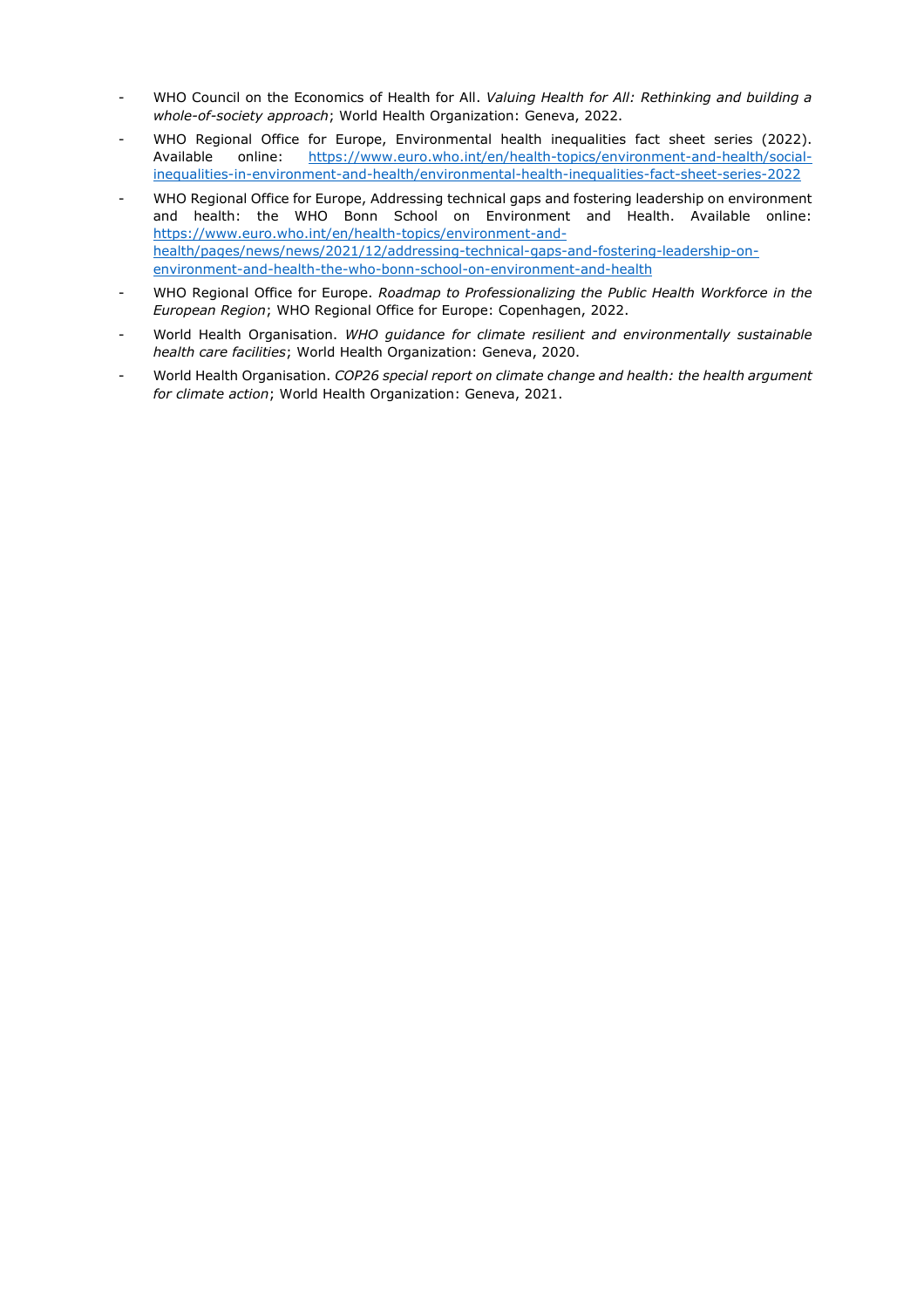- WHO Council on the Economics of Health for All. *Valuing Health for All: Rethinking and building a whole-of-society approach*; World Health Organization: Geneva, 2022.
- WHO Regional Office for Europe, Environmental health inequalities fact sheet series (2022). Available online: https://www.euro.who.int/en/health-topics/environment-and-health/social-inequalities-in-environment-and-health/environmental-health-inequalities-fact-sheet-series-2022
- WHO Regional Office for Europe, Addressing technical gaps and fostering leadership on environment and health: the WHO Bonn School on Environment and Health. Available online: https://www.euro.who.int/en/health-topics/environment-and-health/pages/news/news/2021/12/addressing-technical-gaps-and-fostering-leadership-on-environment-and-health-the-who-bonn-school-on-environment-and-health
- WHO Regional Office for Europe. *Roadmap to Professionalizing the Public Health Workforce in the European Region*; WHO Regional Office for Europe: Copenhagen, 2022.
- World Health Organisation. *WHO guidance for climate resilient and environmentally sustainable health care facilities*; World Health Organization: Geneva, 2020.
- World Health Organisation. *COP26 special report on climate change and health: the health argument for climate action*; World Health Organization: Geneva, 2021.